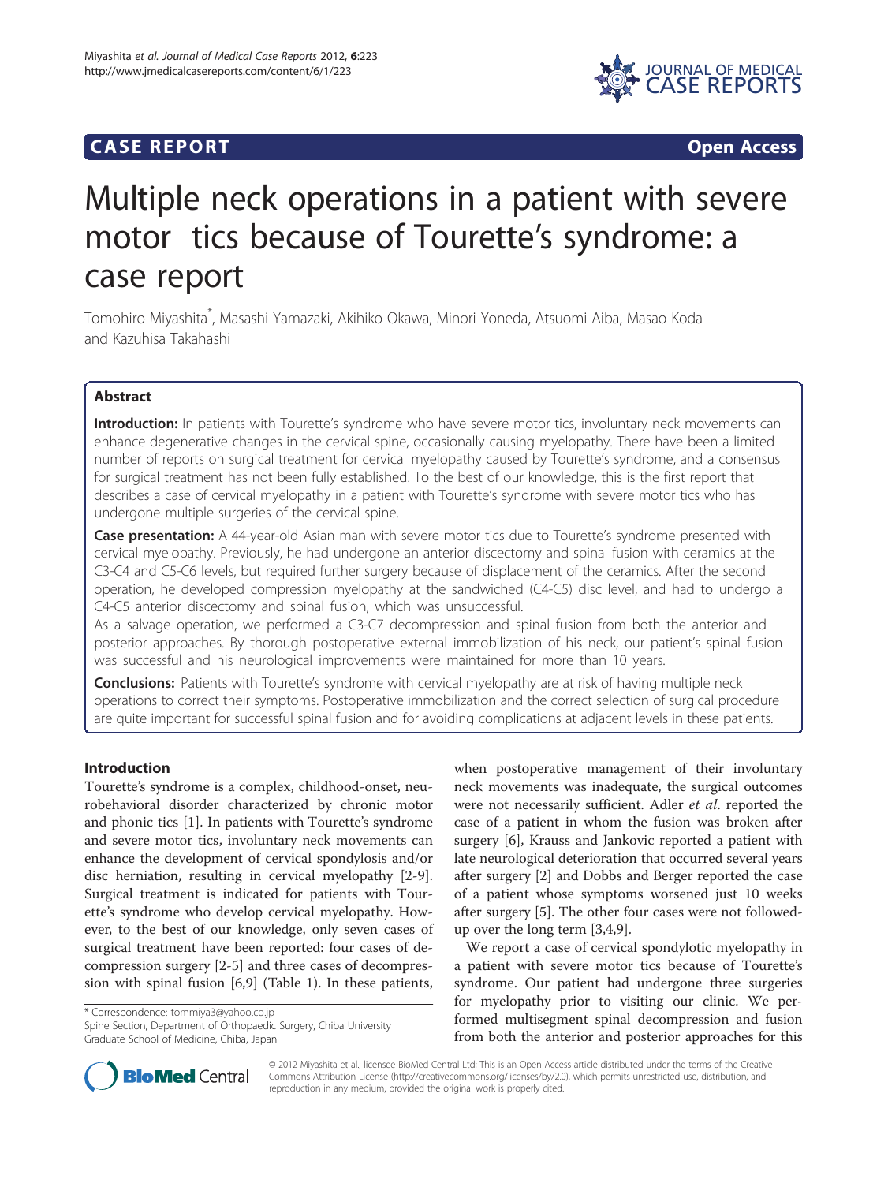**CASE REPORT** **Open Access**

# Multiple neck operations in a patient with severe motor tics because of Tourette's syndrome: a case report

Tomohiro Miyashita*, Masashi Yamazaki, Akihiko Okawa, Minori Yoneda, Atsuomi Aiba, Masao Koda and Kazuhisa Takahashi

## Abstract

**Introduction:** In patients with Tourette's syndrome who have severe motor tics, involuntary neck movements can enhance degenerative changes in the cervical spine, occasionally causing myelopathy. There have been a limited number of reports on surgical treatment for cervical myelopathy caused by Tourette's syndrome, and a consensus for surgical treatment has not been fully established. To the best of our knowledge, this is the first report that describes a case of cervical myelopathy in a patient with Tourette's syndrome with severe motor tics who has undergone multiple surgeries of the cervical spine.

**Case presentation:** A 44-year-old Asian man with severe motor tics due to Tourette's syndrome presented with cervical myelopathy. Previously, he had undergone an anterior discectomy and spinal fusion with ceramics at the C3-C4 and C5-C6 levels, but required further surgery because of displacement of the ceramics. After the second operation, he developed compression myelopathy at the sandwiched (C4-C5) disc level, and had to undergo a C4-C5 anterior discectomy and spinal fusion, which was unsuccessful.

As a salvage operation, we performed a C3-C7 decompression and spinal fusion from both the anterior and posterior approaches. By thorough postoperative external immobilization of his neck, our patient's spinal fusion was successful and his neurological improvements were maintained for more than 10 years.

**Conclusions:** Patients with Tourette's syndrome with cervical myelopathy are at risk of having multiple neck operations to correct their symptoms. Postoperative immobilization and the correct selection of surgical procedure are quite important for successful spinal fusion and for avoiding complications at adjacent levels in these patients.

## Introduction

Tourette's syndrome is a complex, childhood-onset, neurobehavioral disorder characterized by chronic motor and phonic tics [1]. In patients with Tourette's syndrome and severe motor tics, involuntary neck movements can enhance the development of cervical spondylosis and/or disc herniation, resulting in cervical myelopathy [2-9]. Surgical treatment is indicated for patients with Tourette's syndrome who develop cervical myelopathy. However, to the best of our knowledge, only seven cases of surgical treatment have been reported: four cases of decompression surgery [2-5] and three cases of decompression with spinal fusion [6,9] (Table 1). In these patients, when postoperative management of their involuntary neck movements was inadequate, the surgical outcomes were not necessarily sufficient. Adler *et al*. reported the case of a patient in whom the fusion was broken after surgery [6], Krauss and Jankovic reported a patient with late neurological deterioration that occurred several years after surgery [2] and Dobbs and Berger reported the case of a patient whose symptoms worsened just 10 weeks after surgery [5]. The other four cases were not followed-up over the long term [3,4,9].

We report a case of cervical spondylotic myelopathy in a patient with severe motor tics because of Tourette's syndrome. Our patient had undergone three surgeries for myelopathy prior to visiting our clinic. We performed multisegment spinal decompression and fusion from both the anterior and posterior approaches for this

\* Correspondence: tommiya3@yahoo.co.jp
Spine Section, Department of Orthopaedic Surgery, Chiba University Graduate School of Medicine, Chiba, Japan

© 2012 Miyashita et al.; licensee BioMed Central Ltd. This is an Open Access article distributed under the terms of the Creative Commons Attribution License (http://creativecommons.org/licenses/by/2.0), which permits unrestricted use, distribution, and reproduction in any medium, provided the original work is properly cited.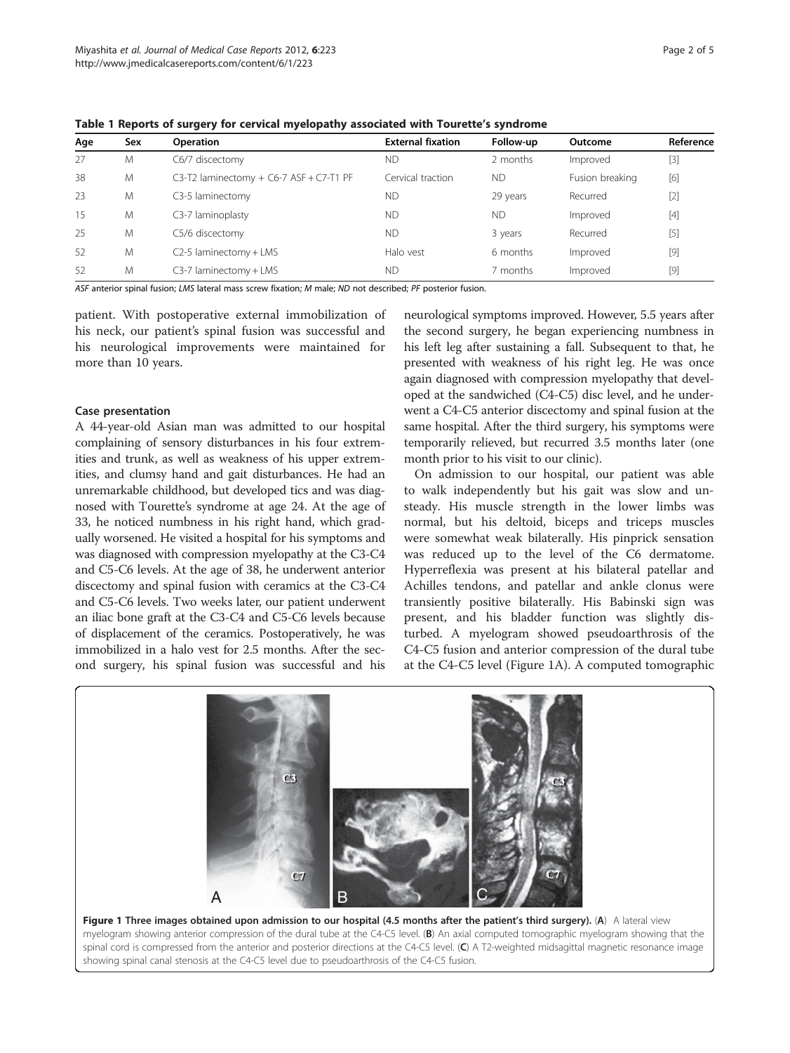**Table 1 Reports of surgery for cervical myelopathy associated with Tourette's syndrome**

| Age | Sex | Operation | External fixation | Follow-up | Outcome | Reference |
|---|---|---|---|---|---|---|
| 27 | M | C6/7 discectomy | ND | 2 months | Improved | [3] |
| 38 | M | C3-T2 laminectomy + C6-7 ASF + C7-T1 PF | Cervical traction | ND | Fusion breaking | [6] |
| 23 | M | C3-5 laminectomy | ND | 29 years | Recurred | [2] |
| 15 | M | C3-7 laminoplasty | ND | ND | Improved | [4] |
| 25 | M | C5/6 discectomy | ND | 3 years | Recurred | [5] |
| 52 | M | C2-5 laminectomy + LMS | Halo vest | 6 months | Improved | [9] |
| 52 | M | C3-7 laminectomy + LMS | ND | 7 months | Improved | [9] |

*ASF* anterior spinal fusion; *LMS* lateral mass screw fixation; *M* male; *ND* not described; *PF* posterior fusion.

patient. With postoperative external immobilization of his neck, our patient's spinal fusion was successful and his neurological improvements were maintained for more than 10 years.

## Case presentation

A 44-year-old Asian man was admitted to our hospital complaining of sensory disturbances in his four extremities and trunk, as well as weakness of his upper extremities, and clumsy hand and gait disturbances. He had an unremarkable childhood, but developed tics and was diagnosed with Tourette's syndrome at age 24. At the age of 33, he noticed numbness in his right hand, which gradually worsened. He visited a hospital for his symptoms and was diagnosed with compression myelopathy at the C3-C4 and C5-C6 levels. At the age of 38, he underwent anterior discectomy and spinal fusion with ceramics at the C3-C4 and C5-C6 levels. Two weeks later, our patient underwent an iliac bone graft at the C3-C4 and C5-C6 levels because of displacement of the ceramics. Postoperatively, he was immobilized in a halo vest for 2.5 months. After the second surgery, his spinal fusion was successful and his neurological symptoms improved. However, 5.5 years after the second surgery, he began experiencing numbness in his left leg after sustaining a fall. Subsequent to that, he presented with weakness of his right leg. He was once again diagnosed with compression myelopathy that developed at the sandwiched (C4-C5) disc level, and he underwent a C4-C5 anterior discectomy and spinal fusion at the same hospital. After the third surgery, his symptoms were temporarily relieved, but recurred 3.5 months later (one month prior to his visit to our clinic).

On admission to our hospital, our patient was able to walk independently but his gait was slow and unsteady. His muscle strength in the lower limbs was normal, but his deltoid, biceps and triceps muscles were somewhat weak bilaterally. His pinprick sensation was reduced up to the level of the C6 dermatome. Hyperreflexia was present at his bilateral patellar and Achilles tendons, and patellar and ankle clonus were transiently positive bilaterally. His Babinski sign was present, and his bladder function was slightly disturbed. A myelogram showed pseudoarthrosis of the C4-C5 fusion and anterior compression of the dural tube at the C4-C5 level (Figure 1A). A computed tomographic

**Figure 1 Three images obtained upon admission to our hospital (4.5 months after the patient's third surgery).** (**A**) A lateral view myelogram showing anterior compression of the dural tube at the C4-C5 level. (**B**) An axial computed tomographic myelogram showing that the spinal cord is compressed from the anterior and posterior directions at the C4-C5 level. (**C**) A T2-weighted midsagittal magnetic resonance image showing spinal canal stenosis at the C4-C5 level due to pseudoarthrosis of the C4-C5 fusion.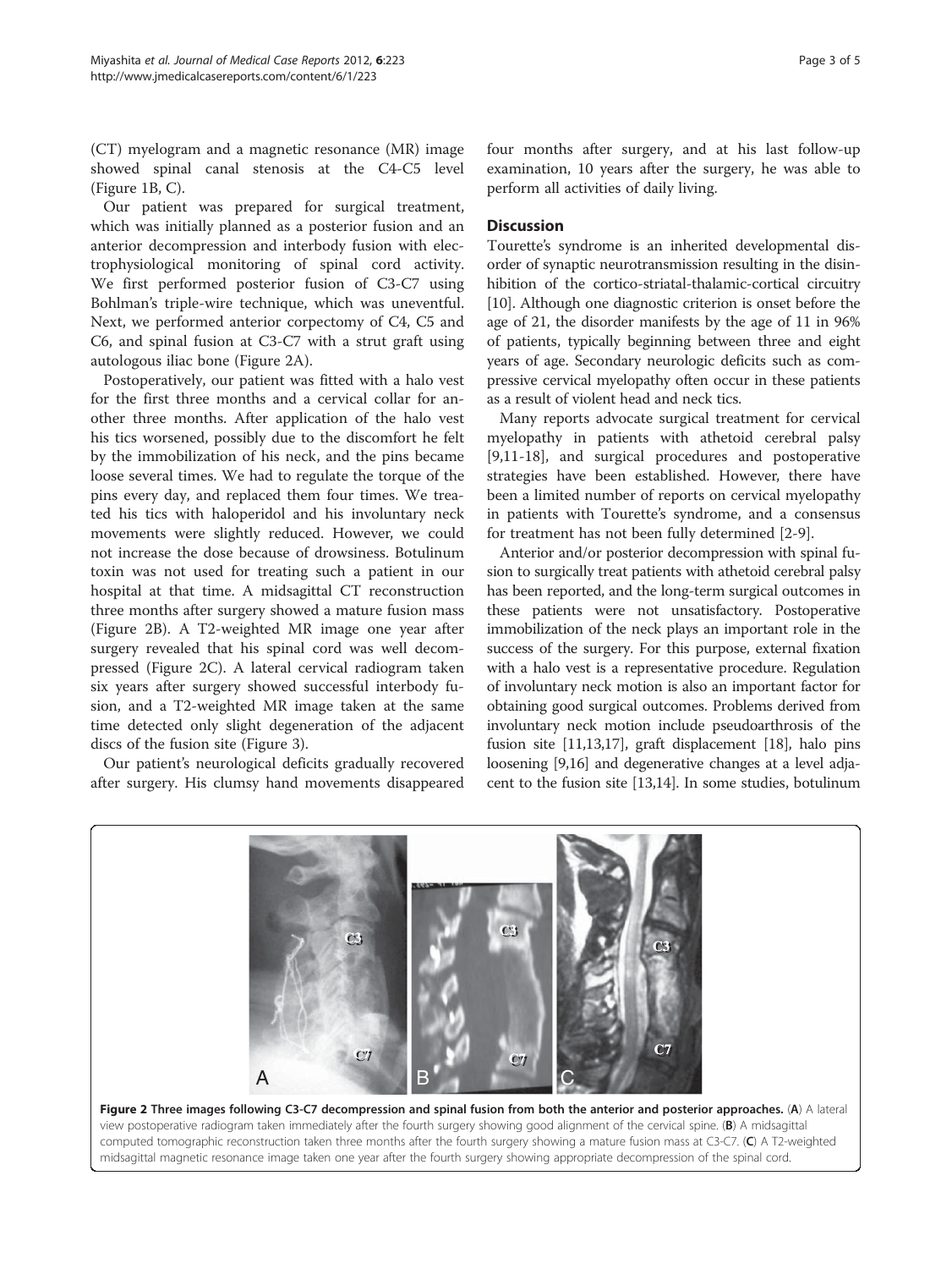(CT) myelogram and a magnetic resonance (MR) image showed spinal canal stenosis at the C4-C5 level (Figure 1B, C).

Our patient was prepared for surgical treatment, which was initially planned as a posterior fusion and an anterior decompression and interbody fusion with electrophysiological monitoring of spinal cord activity. We first performed posterior fusion of C3-C7 using Bohlman's triple-wire technique, which was uneventful. Next, we performed anterior corpectomy of C4, C5 and C6, and spinal fusion at C3-C7 with a strut graft using autologous iliac bone (Figure 2A).

Postoperatively, our patient was fitted with a halo vest for the first three months and a cervical collar for another three months. After application of the halo vest his tics worsened, possibly due to the discomfort he felt by the immobilization of his neck, and the pins became loose several times. We had to regulate the torque of the pins every day, and replaced them four times. We treated his tics with haloperidol and his involuntary neck movements were slightly reduced. However, we could not increase the dose because of drowsiness. Botulinum toxin was not used for treating such a patient in our hospital at that time. A midsagittal CT reconstruction three months after surgery showed a mature fusion mass (Figure 2B). A T2-weighted MR image one year after surgery revealed that his spinal cord was well decompressed (Figure 2C). A lateral cervical radiogram taken six years after surgery showed successful interbody fusion, and a T2-weighted MR image taken at the same time detected only slight degeneration of the adjacent discs of the fusion site (Figure 3).

Our patient's neurological deficits gradually recovered after surgery. His clumsy hand movements disappeared four months after surgery, and at his last follow-up examination, 10 years after the surgery, he was able to perform all activities of daily living.

## Discussion

Tourette's syndrome is an inherited developmental disorder of synaptic neurotransmission resulting in the disinhibition of the cortico-striatal-thalamic-cortical circuitry [10]. Although one diagnostic criterion is onset before the age of 21, the disorder manifests by the age of 11 in 96% of patients, typically beginning between three and eight years of age. Secondary neurologic deficits such as compressive cervical myelopathy often occur in these patients as a result of violent head and neck tics.

Many reports advocate surgical treatment for cervical myelopathy in patients with athetoid cerebral palsy [9,11-18], and surgical procedures and postoperative strategies have been established. However, there have been a limited number of reports on cervical myelopathy in patients with Tourette's syndrome, and a consensus for treatment has not been fully determined [2-9].

Anterior and/or posterior decompression with spinal fusion to surgically treat patients with athetoid cerebral palsy has been reported, and the long-term surgical outcomes in these patients were not unsatisfactory. Postoperative immobilization of the neck plays an important role in the success of the surgery. For this purpose, external fixation with a halo vest is a representative procedure. Regulation of involuntary neck motion is also an important factor for obtaining good surgical outcomes. Problems derived from involuntary neck motion include pseudoarthrosis of the fusion site [11,13,17], graft displacement [18], halo pins loosening [9,16] and degenerative changes at a level adjacent to the fusion site [13,14]. In some studies, botulinum

**Figure 2 Three images following C3-C7 decompression and spinal fusion from both the anterior and posterior approaches.** (**A**) A lateral view postoperative radiogram taken immediately after the fourth surgery showing good alignment of the cervical spine. (**B**) A midsagittal computed tomographic reconstruction taken three months after the fourth surgery showing a mature fusion mass at C3-C7. (**C**) A T2-weighted midsagittal magnetic resonance image taken one year after the fourth surgery showing appropriate decompression of the spinal cord.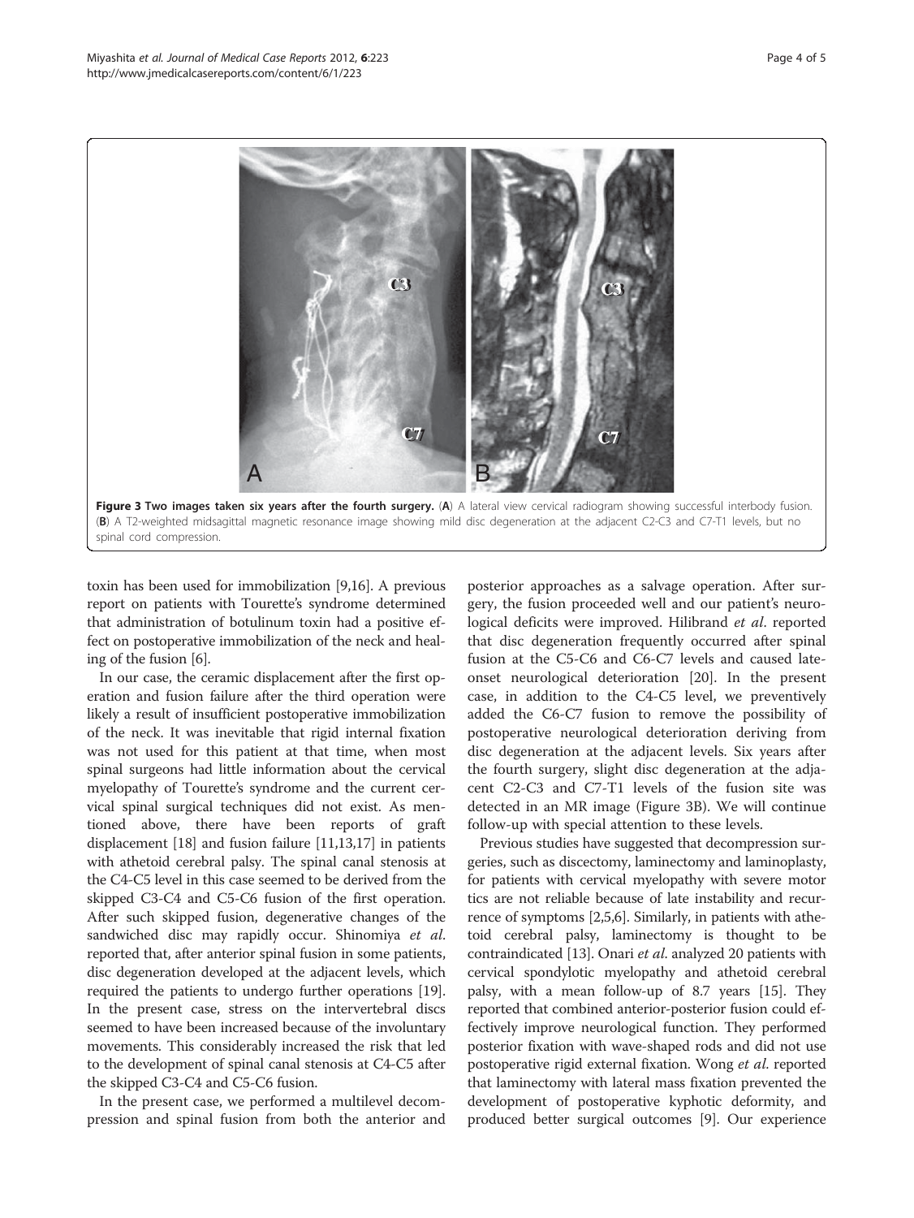**Figure 3 Two images taken six years after the fourth surgery.** (**A**) A lateral view cervical radiogram showing successful interbody fusion. (**B**) A T2-weighted midsagittal magnetic resonance image showing mild disc degeneration at the adjacent C2-C3 and C7-T1 levels, but no spinal cord compression.

toxin has been used for immobilization [9,16]. A previous report on patients with Tourette's syndrome determined that administration of botulinum toxin had a positive effect on postoperative immobilization of the neck and healing of the fusion [6].

In our case, the ceramic displacement after the first operation and fusion failure after the third operation were likely a result of insufficient postoperative immobilization of the neck. It was inevitable that rigid internal fixation was not used for this patient at that time, when most spinal surgeons had little information about the cervical myelopathy of Tourette's syndrome and the current cervical spinal surgical techniques did not exist. As mentioned above, there have been reports of graft displacement [18] and fusion failure [11,13,17] in patients with athetoid cerebral palsy. The spinal canal stenosis at the C4-C5 level in this case seemed to be derived from the skipped C3-C4 and C5-C6 fusion of the first operation. After such skipped fusion, degenerative changes of the sandwiched disc may rapidly occur. Shinomiya *et al*. reported that, after anterior spinal fusion in some patients, disc degeneration developed at the adjacent levels, which required the patients to undergo further operations [19]. In the present case, stress on the intervertebral discs seemed to have been increased because of the involuntary movements. This considerably increased the risk that led to the development of spinal canal stenosis at C4-C5 after the skipped C3-C4 and C5-C6 fusion.

In the present case, we performed a multilevel decompression and spinal fusion from both the anterior and posterior approaches as a salvage operation. After surgery, the fusion proceeded well and our patient's neurological deficits were improved. Hilibrand *et al*. reported that disc degeneration frequently occurred after spinal fusion at the C5-C6 and C6-C7 levels and caused late-onset neurological deterioration [20]. In the present case, in addition to the C4-C5 level, we preventively added the C6-C7 fusion to remove the possibility of postoperative neurological deterioration deriving from disc degeneration at the adjacent levels. Six years after the fourth surgery, slight disc degeneration at the adjacent C2-C3 and C7-T1 levels of the fusion site was detected in an MR image (Figure 3B). We will continue follow-up with special attention to these levels.

Previous studies have suggested that decompression surgeries, such as discectomy, laminectomy and laminoplasty, for patients with cervical myelopathy with severe motor tics are not reliable because of late instability and recurrence of symptoms [2,5,6]. Similarly, in patients with athetoid cerebral palsy, laminectomy is thought to be contraindicated [13]. Onari *et al*. analyzed 20 patients with cervical spondylotic myelopathy and athetoid cerebral palsy, with a mean follow-up of 8.7 years [15]. They reported that combined anterior-posterior fusion could effectively improve neurological function. They performed posterior fixation with wave-shaped rods and did not use postoperative rigid external fixation. Wong *et al*. reported that laminectomy with lateral mass fixation prevented the development of postoperative kyphotic deformity, and produced better surgical outcomes [9]. Our experience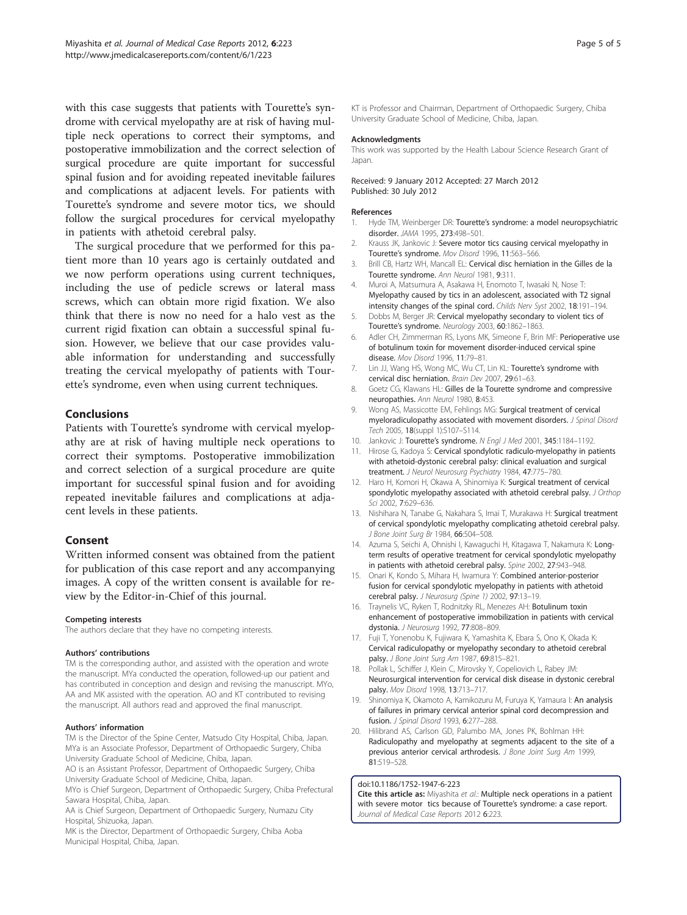with this case suggests that patients with Tourette's syndrome with cervical myelopathy are at risk of having multiple neck operations to correct their symptoms, and postoperative immobilization and the correct selection of surgical procedure are quite important for successful spinal fusion and for avoiding repeated inevitable failures and complications at adjacent levels. For patients with Tourette's syndrome and severe motor tics, we should follow the surgical procedures for cervical myelopathy in patients with athetoid cerebral palsy.

The surgical procedure that we performed for this patient more than 10 years ago is certainly outdated and we now perform operations using current techniques, including the use of pedicle screws or lateral mass screws, which can obtain more rigid fixation. We also think that there is now no need for a halo vest as the current rigid fixation can obtain a successful spinal fusion. However, we believe that our case provides valuable information for understanding and successfully treating the cervical myelopathy of patients with Tourette's syndrome, even when using current techniques.

## Conclusions

Patients with Tourette's syndrome with cervical myelopathy are at risk of having multiple neck operations to correct their symptoms. Postoperative immobilization and correct selection of a surgical procedure are quite important for successful spinal fusion and for avoiding repeated inevitable failures and complications at adjacent levels in these patients.

## Consent

Written informed consent was obtained from the patient for publication of this case report and any accompanying images. A copy of the written consent is available for review by the Editor-in-Chief of this journal.

#### Competing interests

The authors declare that they have no competing interests.

#### Authors' contributions

TM is the corresponding author, and assisted with the operation and wrote the manuscript. MYa conducted the operation, followed-up our patient and has contributed in conception and design and revising the manuscript. MYo, AA and MK assisted with the operation. AO and KT contributed to revising the manuscript. All authors read and approved the final manuscript.

#### Authors' information

TM is the Director of the Spine Center, Matsudo City Hospital, Chiba, Japan. MYa is an Associate Professor, Department of Orthopaedic Surgery, Chiba University Graduate School of Medicine, Chiba, Japan.
AO is an Assistant Professor, Department of Orthopaedic Surgery, Chiba University Graduate School of Medicine, Chiba, Japan.
MYo is Chief Surgeon, Department of Orthopaedic Surgery, Chiba Prefectural Sawara Hospital, Chiba, Japan.
AA is Chief Surgeon, Department of Orthopaedic Surgery, Numazu City Hospital, Shizuoka, Japan.
MK is the Director, Department of Orthopaedic Surgery, Chiba Aoba Municipal Hospital, Chiba, Japan.
KT is Professor and Chairman, Department of Orthopaedic Surgery, Chiba University Graduate School of Medicine, Chiba, Japan.

#### Acknowledgments

This work was supported by the Health Labour Science Research Grant of Japan.

Received: 9 January 2012 Accepted: 27 March 2012
Published: 30 July 2012

#### References

1. Hyde TM, Weinberger DR: **Tourette's syndrome: a model neuropsychiatric disorder.** *JAMA* 1995, **273**:498–501.
2. Krauss JK, Jankovic J: **Severe motor tics causing cervical myelopathy in Tourette's syndrome.** *Mov Disord* 1996, **11**:563–566.
3. Brill CB, Hartz WH, Mancall EL: **Cervical disc herniation in the Gilles de la Tourette syndrome.** *Ann Neurol* 1981, **9**:311.
4. Muroi A, Matsumura A, Asakawa H, Enomoto T, Iwasaki N, Nose T: **Myelopathy caused by tics in an adolescent, associated with T2 signal intensity changes of the spinal cord.** *Childs Nerv Syst* 2002, **18**:191–194.
5. Dobbs M, Berger JR: **Cervical myelopathy secondary to violent tics of Tourette's syndrome.** *Neurology* 2003, **60**:1862–1863.
6. Adler CH, Zimmerman RS, Lyons MK, Simeone F, Brin MF: **Perioperative use of botulinum toxin for movement disorder-induced cervical spine disease.** *Mov Disord* 1996, **11**:79–81.
7. Lin JJ, Wang HS, Wong MC, Wu CT, Lin KL: **Tourette's syndrome with cervical disc herniation.** *Brain Dev* 2007, **29**:61–63.
8. Goetz CG, Klawans HL: **Gilles de la Tourette syndrome and compressive neuropathies.** *Ann Neurol* 1980, **8**:453.
9. Wong AS, Massicotte EM, Fehlings MG: **Surgical treatment of cervical myeloradiculopathy associated with movement disorders.** *J Spinal Disord Tech* 2005, **18**(suppl 1):S107–S114.
10. Jankovic J: **Tourette's syndrome.** *N Engl J Med* 2001, **345**:1184–1192.
11. Hirose G, Kadoya S: **Cervical spondylotic radiculo-myelopathy in patients with athetoid-dystonic cerebral palsy: clinical evaluation and surgical treatment.** *J Neurol Neurosurg Psychiatry* 1984, **47**:775–780.
12. Haro H, Komori H, Okawa A, Shinomiya K: **Surgical treatment of cervical spondylotic myelopathy associated with athetoid cerebral palsy.** *J Orthop Sci* 2002, **7**:629–636.
13. Nishihara N, Tanabe G, Nakahara S, Imai T, Murakawa H: **Surgical treatment of cervical spondylotic myelopathy complicating athetoid cerebral palsy.** *J Bone Joint Surg Br* 1984, **66**:504–508.
14. Azuma S, Seichi A, Ohnishi I, Kawaguchi H, Kitagawa T, Nakamura K: **Long-term results of operative treatment for cervical spondylotic myelopathy in patients with athetoid cerebral palsy.** *Spine* 2002, **27**:943–948.
15. Onari K, Kondo S, Mihara H, Iwamura Y: **Combined anterior-posterior fusion for cervical spondylotic myelopathy in patients with athetoid cerebral palsy.** *J Neurosurg (Spine 1)* 2002, **97**:13–19.
16. Traynelis VC, Ryken T, Rodnitzky RL, Menezes AH: **Botulinum toxin enhancement of postoperative immobilization in patients with cervical dystonia.** *J Neurosurg* 1992, **77**:808–809.
17. Fuji T, Yonenobu K, Fujiwara K, Yamashita K, Ebara S, Ono K, Okada K: **Cervical radiculopathy or myelopathy secondary to athetoid cerebral palsy.** *J Bone Joint Surg Am* 1987, **69**:815–821.
18. Pollak L, Schiffer J, Klein C, Mirovsky Y, Copeliovich L, Rabey JM: **Neurosurgical intervention for cervical disk disease in dystonic cerebral palsy.** *Mov Disord* 1998, **13**:713–717.
19. Shinomiya K, Okamoto A, Kamikozuru M, Furuya K, Yamaura I: **An analysis of failures in primary cervical anterior spinal cord decompression and fusion.** *J Spinal Disord* 1993, **6**:277–288.
20. Hilibrand AS, Carlson GD, Palumbo MA, Jones PK, Bohlman HH: **Radiculopathy and myelopathy at segments adjacent to the site of a previous anterior cervical arthrodesis.** *J Bone Joint Surg Am* 1999, **81**:519–528.

doi:10.1186/1752-1947-6-223
**Cite this article as:** Miyashita *et al.*: Multiple neck operations in a patient with severe motor tics because of Tourette's syndrome: a case report. *Journal of Medical Case Reports* 2012 **6**:223.